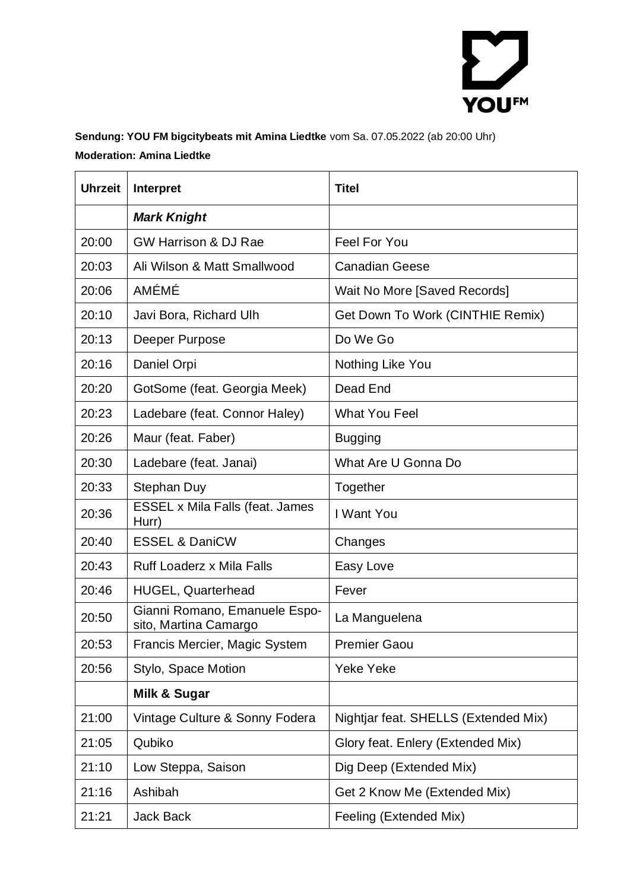**Sendung: YOU FM bigcitybeats mit Amina Liedtke** vom Sa. 07.05.2022 (ab 20:00 Uhr)

**Moderation: Amina Liedtke**

| Uhrzeit | Interpret | Titel |
|---|---|---|
| | ***Mark Knight*** | |
| 20:00 | GW Harrison & DJ Rae | Feel For You |
| 20:03 | Ali Wilson & Matt Smallwood | Canadian Geese |
| 20:06 | AMÉMÉ | Wait No More [Saved Records] |
| 20:10 | Javi Bora, Richard Ulh | Get Down To Work (CINTHIE Remix) |
| 20:13 | Deeper Purpose | Do We Go |
| 20:16 | Daniel Orpi | Nothing Like You |
| 20:20 | GotSome (feat. Georgia Meek) | Dead End |
| 20:23 | Ladebare (feat. Connor Haley) | What You Feel |
| 20:26 | Maur (feat. Faber) | Bugging |
| 20:30 | Ladebare (feat. Janai) | What Are U Gonna Do |
| 20:33 | Stephan Duy | Together |
| 20:36 | ESSEL x Mila Falls (feat. James Hurr) | I Want You |
| 20:40 | ESSEL & DaniCW | Changes |
| 20:43 | Ruff Loaderz x Mila Falls | Easy Love |
| 20:46 | HUGEL, Quarterhead | Fever |
| 20:50 | Gianni Romano, Emanuele Esposito, Martina Camargo | La Manguelena |
| 20:53 | Francis Mercier, Magic System | Premier Gaou |
| 20:56 | Stylo, Space Motion | Yeke Yeke |
| | **Milk & Sugar** | |
| 21:00 | Vintage Culture & Sonny Fodera | Nightjar feat. SHELLS (Extended Mix) |
| 21:05 | Qubiko | Glory feat. Enlery (Extended Mix) |
| 21:10 | Low Steppa, Saison | Dig Deep (Extended Mix) |
| 21:16 | Ashibah | Get 2 Know Me (Extended Mix) |
| 21:21 | Jack Back | Feeling (Extended Mix) |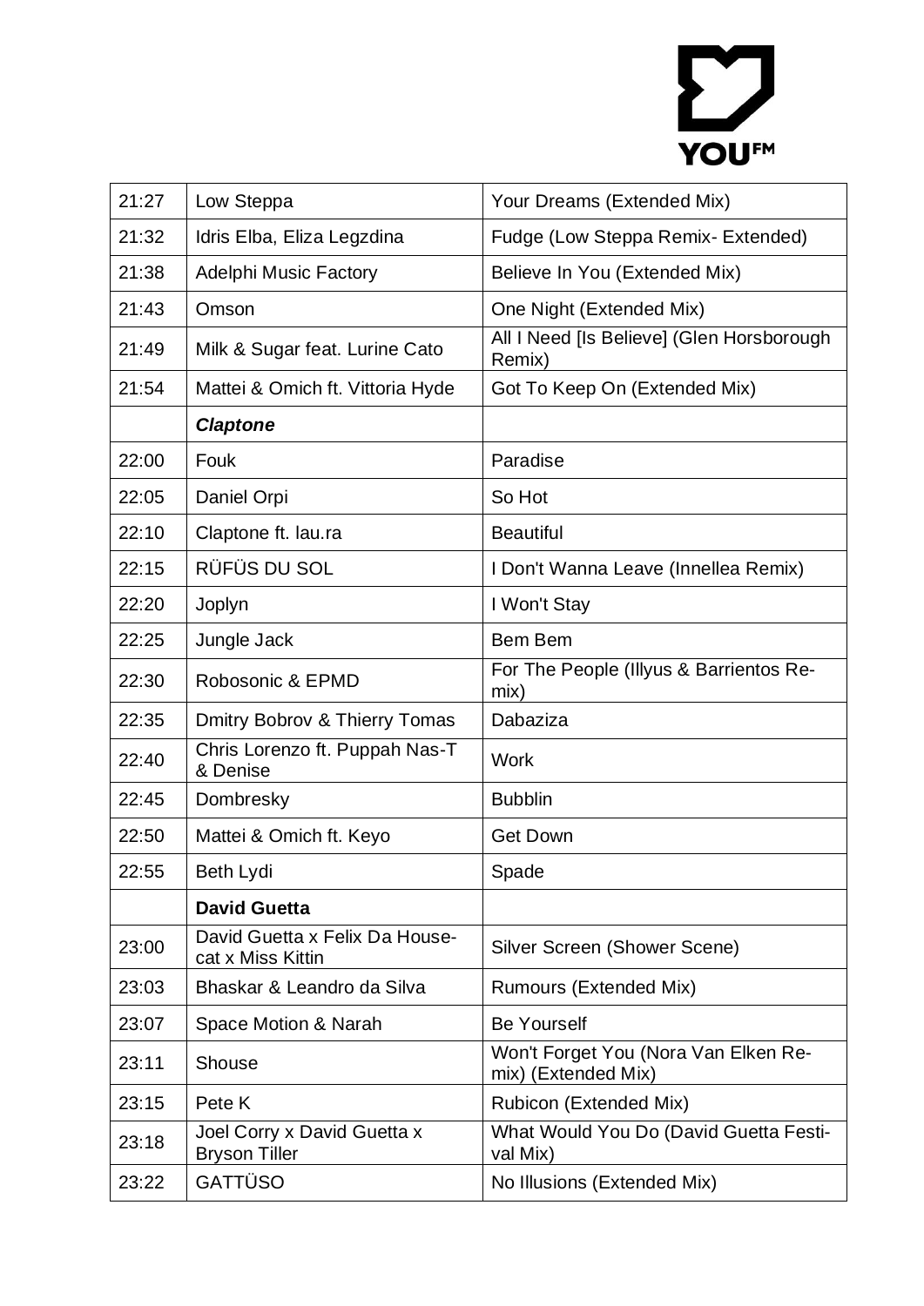| 21:27 | Low Steppa | Your Dreams (Extended Mix) |
|---|---|---|
| 21:32 | Idris Elba, Eliza Legzdina | Fudge (Low Steppa Remix- Extended) |
| 21:38 | Adelphi Music Factory | Believe In You (Extended Mix) |
| 21:43 | Omson | One Night (Extended Mix) |
| 21:49 | Milk & Sugar feat. Lurine Cato | All I Need [Is Believe] (Glen Horsborough Remix) |
| 21:54 | Mattei & Omich ft. Vittoria Hyde | Got To Keep On (Extended Mix) |
| | ***Claptone*** | |
| 22:00 | Fouk | Paradise |
| 22:05 | Daniel Orpi | So Hot |
| 22:10 | Claptone ft. lau.ra | Beautiful |
| 22:15 | RÜFÜS DU SOL | I Don't Wanna Leave (Innellea Remix) |
| 22:20 | Joplyn | I Won't Stay |
| 22:25 | Jungle Jack | Bem Bem |
| 22:30 | Robosonic & EPMD | For The People (Illyus & Barrientos Re-mix) |
| 22:35 | Dmitry Bobrov & Thierry Tomas | Dabaziza |
| 22:40 | Chris Lorenzo ft. Puppah Nas-T & Denise | Work |
| 22:45 | Dombresky | Bubblin |
| 22:50 | Mattei & Omich ft. Keyo | Get Down |
| 22:55 | Beth Lydi | Spade |
| | **David Guetta** | |
| 23:00 | David Guetta x Felix Da House-cat x Miss Kittin | Silver Screen (Shower Scene) |
| 23:03 | Bhaskar & Leandro da Silva | Rumours (Extended Mix) |
| 23:07 | Space Motion & Narah | Be Yourself |
| 23:11 | Shouse | Won't Forget You (Nora Van Elken Re-mix) (Extended Mix) |
| 23:15 | Pete K | Rubicon (Extended Mix) |
| 23:18 | Joel Corry x David Guetta x Bryson Tiller | What Would You Do (David Guetta Festi-val Mix) |
| 23:22 | GATTÜSO | No Illusions (Extended Mix) |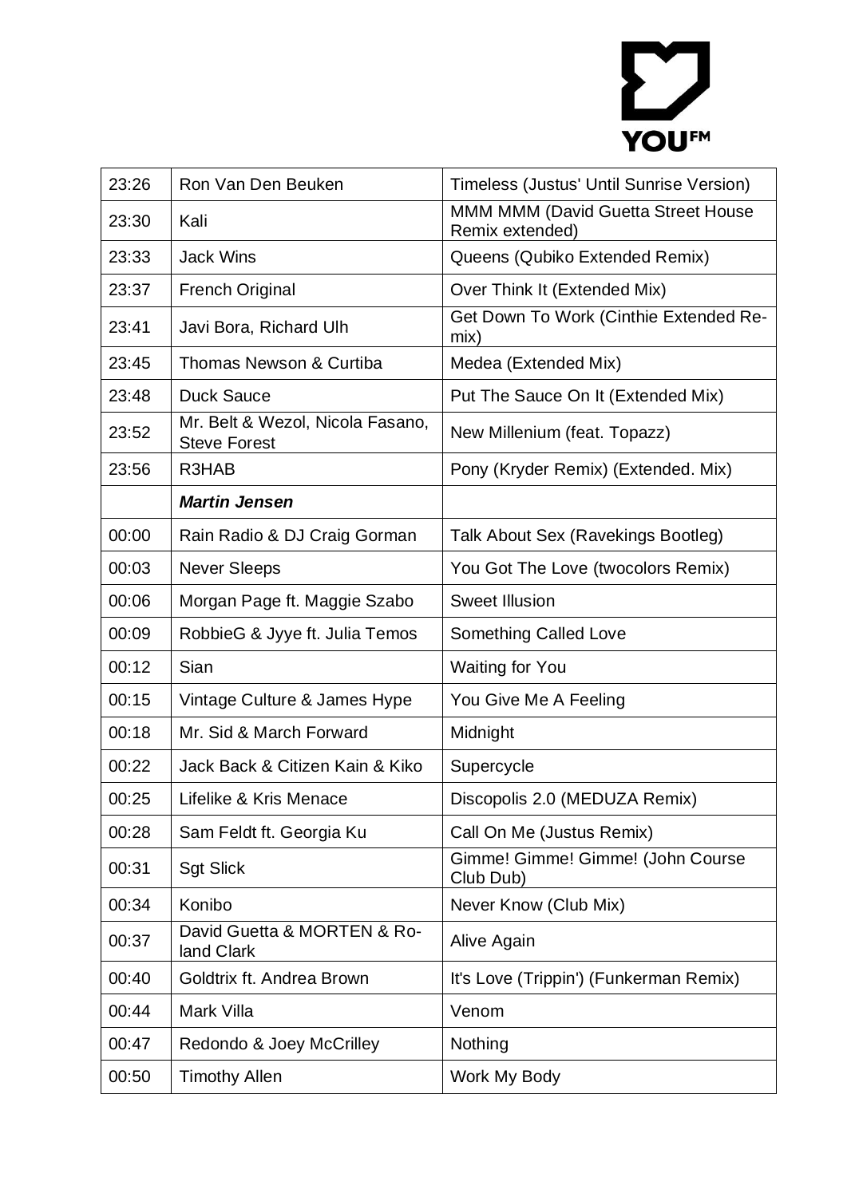| 23:26 | Ron Van Den Beuken | Timeless (Justus' Until Sunrise Version) |
|---|---|---|
| 23:30 | Kali | MMM MMM (David Guetta Street House Remix extended) |
| 23:33 | Jack Wins | Queens (Qubiko Extended Remix) |
| 23:37 | French Original | Over Think It (Extended Mix) |
| 23:41 | Javi Bora, Richard Ulh | Get Down To Work (Cinthie Extended Remix) |
| 23:45 | Thomas Newson & Curtiba | Medea (Extended Mix) |
| 23:48 | Duck Sauce | Put The Sauce On It (Extended Mix) |
| 23:52 | Mr. Belt & Wezol, Nicola Fasano, Steve Forest | New Millenium (feat. Topazz) |
| 23:56 | R3HAB | Pony (Kryder Remix) (Extended. Mix) |
| | ***Martin Jensen*** | |
| 00:00 | Rain Radio & DJ Craig Gorman | Talk About Sex (Ravekings Bootleg) |
| 00:03 | Never Sleeps | You Got The Love (twocolors Remix) |
| 00:06 | Morgan Page ft. Maggie Szabo | Sweet Illusion |
| 00:09 | RobbieG & Jyye ft. Julia Temos | Something Called Love |
| 00:12 | Sian | Waiting for You |
| 00:15 | Vintage Culture & James Hype | You Give Me A Feeling |
| 00:18 | Mr. Sid & March Forward | Midnight |
| 00:22 | Jack Back & Citizen Kain & Kiko | Supercycle |
| 00:25 | Lifelike & Kris Menace | Discopolis 2.0 (MEDUZA Remix) |
| 00:28 | Sam Feldt ft. Georgia Ku | Call On Me (Justus Remix) |
| 00:31 | Sgt Slick | Gimme! Gimme! Gimme! (John Course Club Dub) |
| 00:34 | Konibo | Never Know (Club Mix) |
| 00:37 | David Guetta & MORTEN & Roland Clark | Alive Again |
| 00:40 | Goldtrix ft. Andrea Brown | It's Love (Trippin') (Funkerman Remix) |
| 00:44 | Mark Villa | Venom |
| 00:47 | Redondo & Joey McCrilley | Nothing |
| 00:50 | Timothy Allen | Work My Body |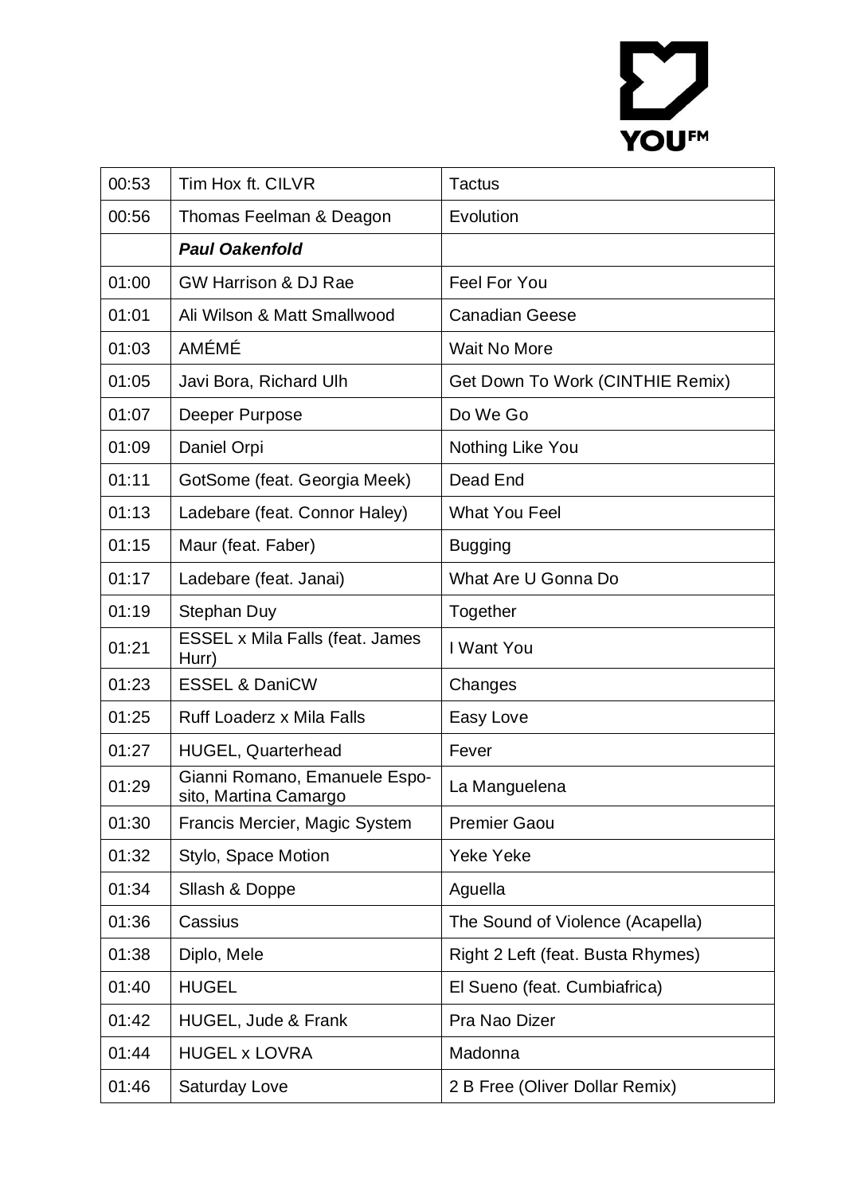| 00:53 | Tim Hox ft. CILVR | Tactus |
|---|---|---|
| 00:56 | Thomas Feelman & Deagon | Evolution |
| | ***Paul Oakenfold*** | |
| 01:00 | GW Harrison & DJ Rae | Feel For You |
| 01:01 | Ali Wilson & Matt Smallwood | Canadian Geese |
| 01:03 | AMÉMÉ | Wait No More |
| 01:05 | Javi Bora, Richard Ulh | Get Down To Work (CINTHIE Remix) |
| 01:07 | Deeper Purpose | Do We Go |
| 01:09 | Daniel Orpi | Nothing Like You |
| 01:11 | GotSome (feat. Georgia Meek) | Dead End |
| 01:13 | Ladebare (feat. Connor Haley) | What You Feel |
| 01:15 | Maur (feat. Faber) | Bugging |
| 01:17 | Ladebare (feat. Janai) | What Are U Gonna Do |
| 01:19 | Stephan Duy | Together |
| 01:21 | ESSEL x Mila Falls (feat. James Hurr) | I Want You |
| 01:23 | ESSEL & DaniCW | Changes |
| 01:25 | Ruff Loaderz x Mila Falls | Easy Love |
| 01:27 | HUGEL, Quarterhead | Fever |
| 01:29 | Gianni Romano, Emanuele Esposito, Martina Camargo | La Manguelena |
| 01:30 | Francis Mercier, Magic System | Premier Gaou |
| 01:32 | Stylo, Space Motion | Yeke Yeke |
| 01:34 | Sllash & Doppe | Aguella |
| 01:36 | Cassius | The Sound of Violence (Acapella) |
| 01:38 | Diplo, Mele | Right 2 Left (feat. Busta Rhymes) |
| 01:40 | HUGEL | El Sueno (feat. Cumbiafrica) |
| 01:42 | HUGEL, Jude & Frank | Pra Nao Dizer |
| 01:44 | HUGEL x LOVRA | Madonna |
| 01:46 | Saturday Love | 2 B Free (Oliver Dollar Remix) |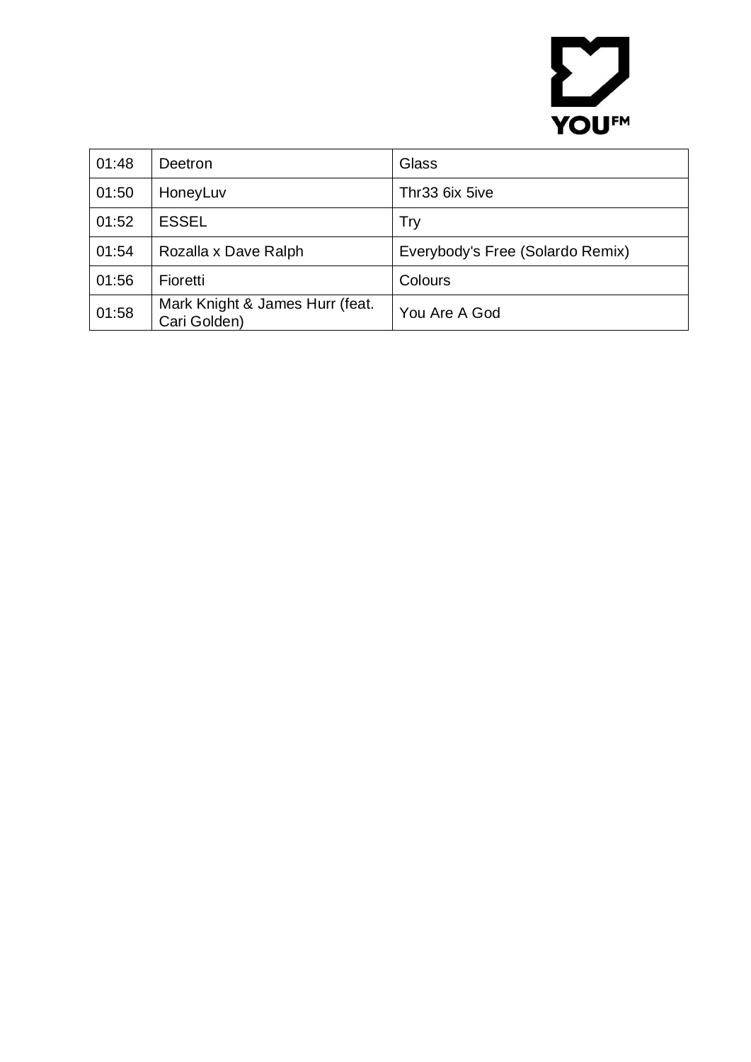| | | |
|---|---|---|
| 01:48 | Deetron | Glass |
| 01:50 | HoneyLuv | Thr33 6ix 5ive |
| 01:52 | ESSEL | Try |
| 01:54 | Rozalla x Dave Ralph | Everybody's Free (Solardo Remix) |
| 01:56 | Fioretti | Colours |
| 01:58 | Mark Knight & James Hurr (feat. Cari Golden) | You Are A God |